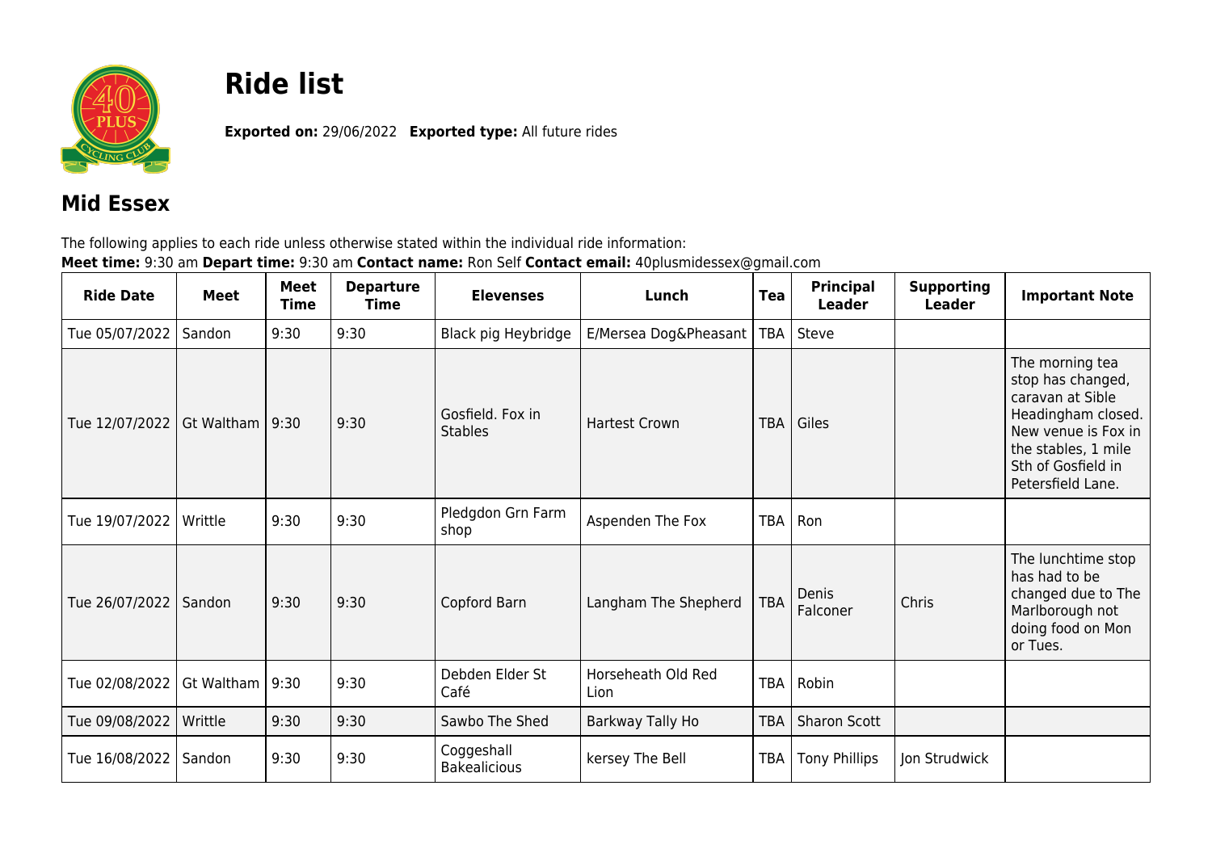# Ride list

**Exported on:** 29/06/2022 **Exported type:** All future rides

## Mid Essex

The following applies to each ride unless otherwise stated within the individual ride information:
**Meet time:** 9:30 am **Depart time:** 9:30 am **Contact name:** Ron Self **Contact email:** 40plusmidessex@gmail.com

| Ride Date | Meet | Meet Time | Departure Time | Elevenses | Lunch | Tea | Principal Leader | Supporting Leader | Important Note |
|---|---|---|---|---|---|---|---|---|---|
| Tue 05/07/2022 | Sandon | 9:30 | 9:30 | Black pig Heybridge | E/Mersea Dog&Pheasant | TBA | Steve | | |
| Tue 12/07/2022 | Gt Waltham | 9:30 | 9:30 | Gosfield. Fox in Stables | Hartest Crown | TBA | Giles | | The morning tea stop has changed, caravan at Sible Headingham closed. New venue is Fox in the stables, 1 mile Sth of Gosfield in Petersfield Lane. |
| Tue 19/07/2022 | Writtle | 9:30 | 9:30 | Pledgdon Grn Farm shop | Aspenden The Fox | TBA | Ron | | |
| Tue 26/07/2022 | Sandon | 9:30 | 9:30 | Copford Barn | Langham The Shepherd | TBA | Denis Falconer | Chris | The lunchtime stop has had to be changed due to The Marlborough not doing food on Mon or Tues. |
| Tue 02/08/2022 | Gt Waltham | 9:30 | 9:30 | Debden Elder St Café | Horseheath Old Red Lion | TBA | Robin | | |
| Tue 09/08/2022 | Writtle | 9:30 | 9:30 | Sawbo The Shed | Barkway Tally Ho | TBA | Sharon Scott | | |
| Tue 16/08/2022 | Sandon | 9:30 | 9:30 | Coggeshall Bakealicious | kersey The Bell | TBA | Tony Phillips | Jon Strudwick | |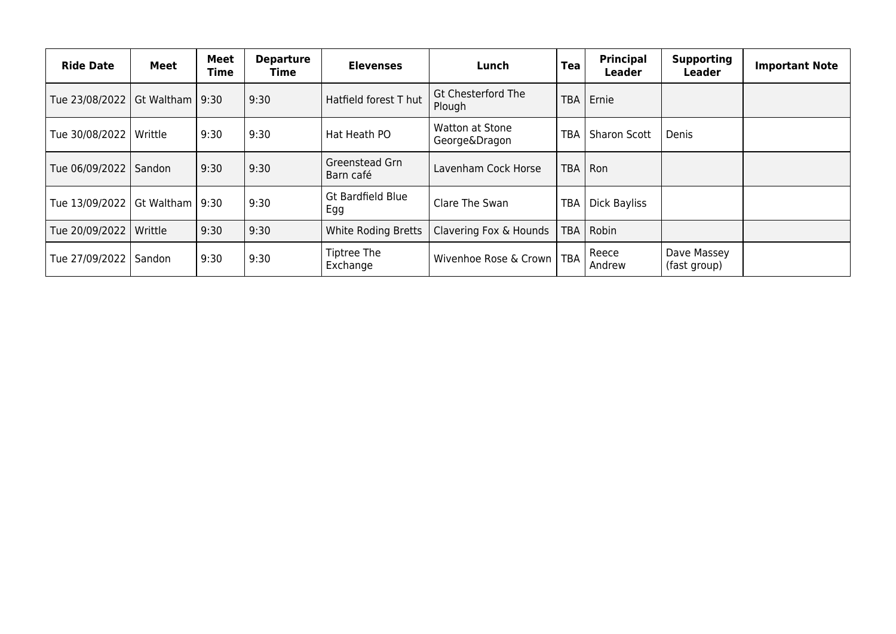| Ride Date | Meet | Meet Time | Departure Time | Elevenses | Lunch | Tea | Principal Leader | Supporting Leader | Important Note |
|---|---|---|---|---|---|---|---|---|---|
| Tue 23/08/2022 | Gt Waltham | 9:30 | 9:30 | Hatfield forest T hut | Gt Chesterford The Plough | TBA | Ernie | | |
| Tue 30/08/2022 | Writtle | 9:30 | 9:30 | Hat Heath PO | Watton at Stone George&Dragon | TBA | Sharon Scott | Denis | |
| Tue 06/09/2022 | Sandon | 9:30 | 9:30 | Greenstead Grn Barn café | Lavenham Cock Horse | TBA | Ron | | |
| Tue 13/09/2022 | Gt Waltham | 9:30 | 9:30 | Gt Bardfield Blue Egg | Clare The Swan | TBA | Dick Bayliss | | |
| Tue 20/09/2022 | Writtle | 9:30 | 9:30 | White Roding Bretts | Clavering Fox & Hounds | TBA | Robin | | |
| Tue 27/09/2022 | Sandon | 9:30 | 9:30 | Tiptree The Exchange | Wivenhoe Rose & Crown | TBA | Reece Andrew | Dave Massey (fast group) | |